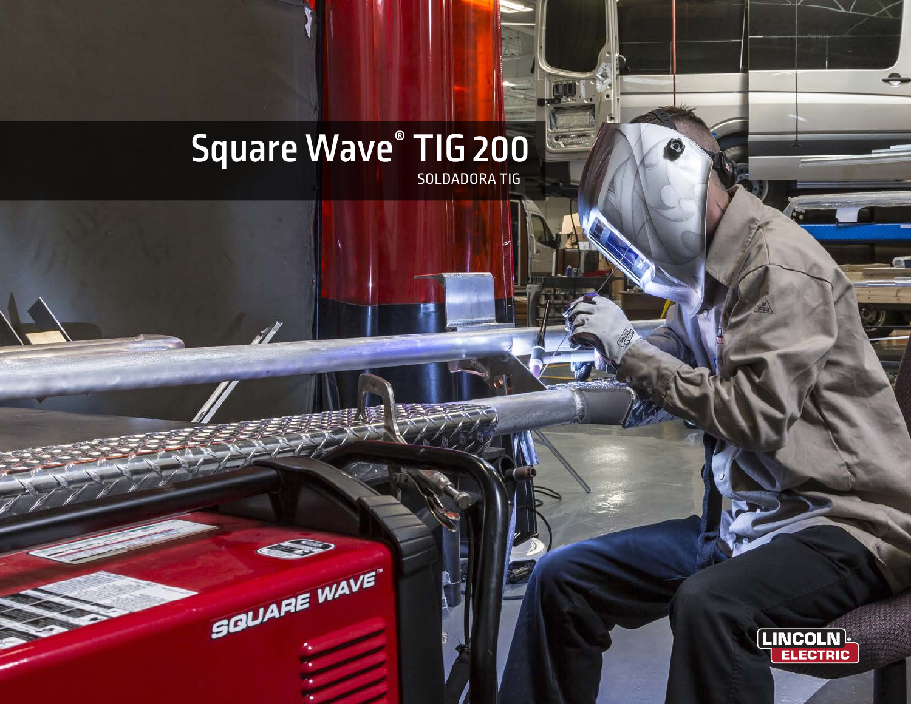# Square Wave® TIG 200

SOLDADORA TIG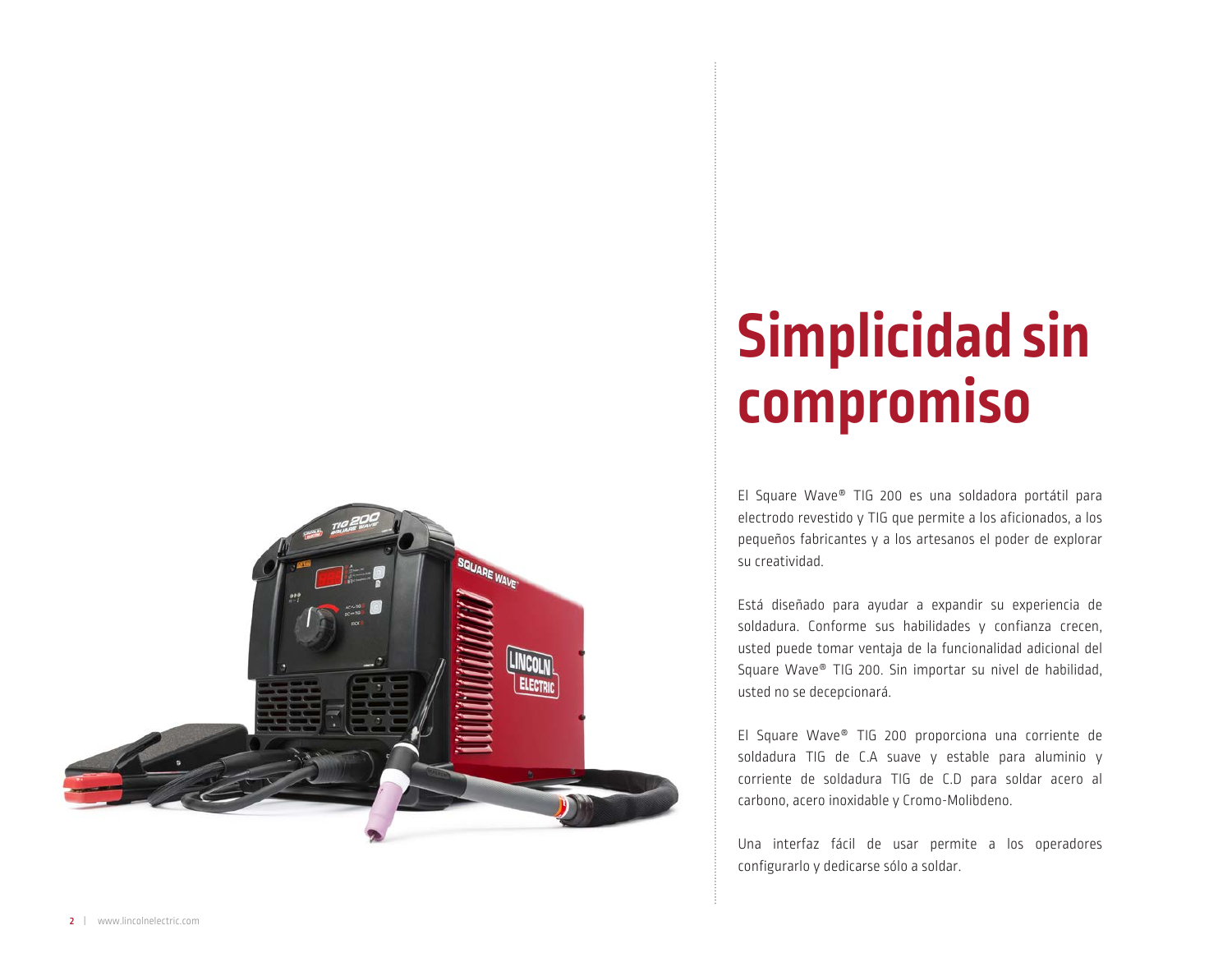# Simplicidad sin compromiso

El Square Wave® TIG 200 es una soldadora portátil para electrodo revestido y TIG que permite a los aficionados, a los pequeños fabricantes y a los artesanos el poder de explorar su creatividad.

Está diseñado para ayudar a expandir su experiencia de soldadura. Conforme sus habilidades y confianza crecen, usted puede tomar ventaja de la funcionalidad adicional del Square Wave® TIG 200. Sin importar su nivel de habilidad, usted no se decepcionará.

El Square Wave® TIG 200 proporciona una corriente de soldadura TIG de C.A suave y estable para aluminio y corriente de soldadura TIG de C.D para soldar acero al carbono, acero inoxidable y Cromo-Molibdeno.

Una interfaz fácil de usar permite a los operadores configurarlo y dedicarse sólo a soldar.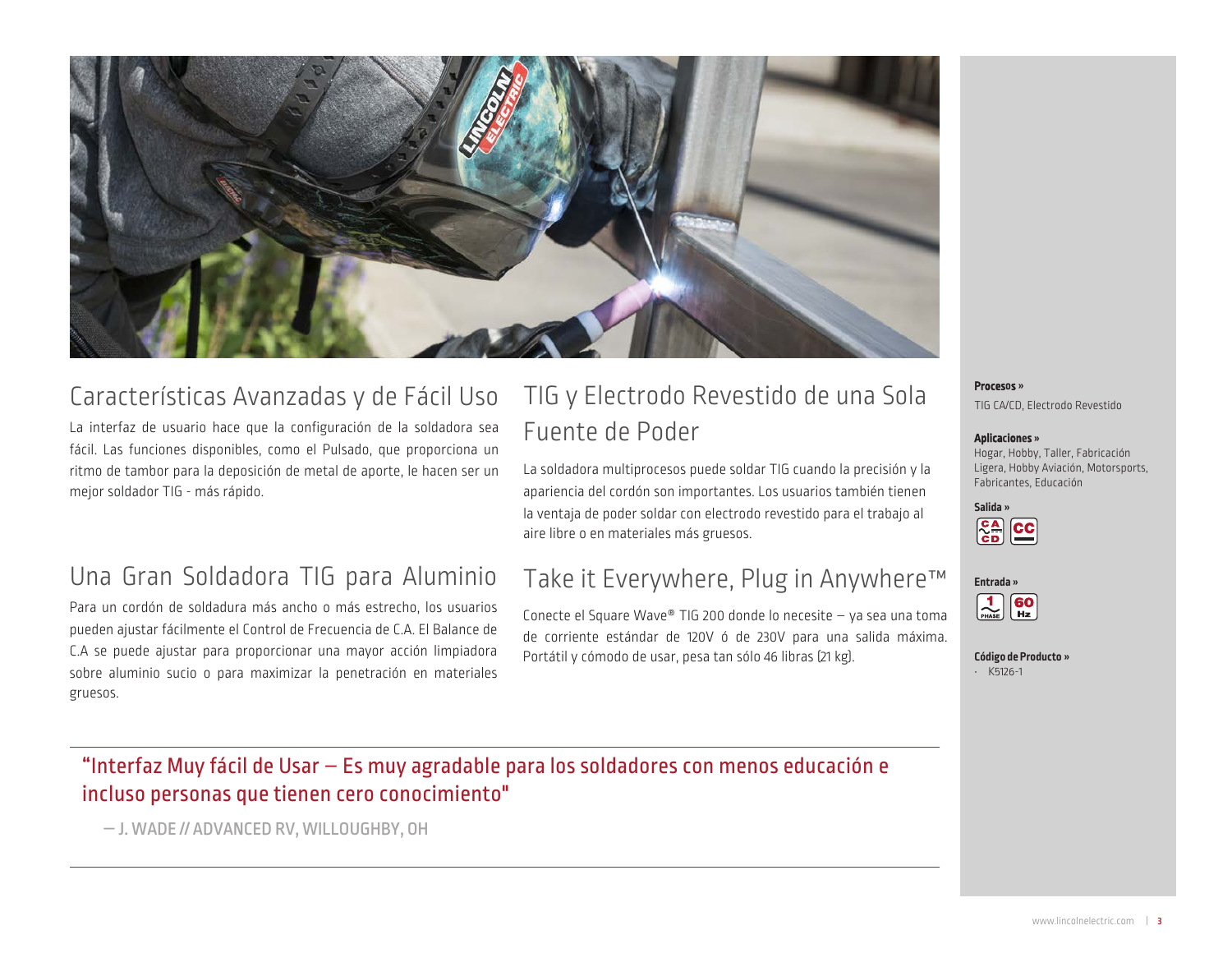## Características Avanzadas y de Fácil Uso

La interfaz de usuario hace que la configuración de la soldadora sea fácil. Las funciones disponibles, como el Pulsado, que proporciona un ritmo de tambor para la deposición de metal de aporte, le hacen ser un mejor soldador TIG - más rápido.

## Una Gran Soldadora TIG para Aluminio

Para un cordón de soldadura más ancho o más estrecho, los usuarios pueden ajustar fácilmente el Control de Frecuencia de C.A. El Balance de C.A se puede ajustar para proporcionar una mayor acción limpiadora sobre aluminio sucio o para maximizar la penetración en materiales gruesos.

## TIG y Electrodo Revestido de una Sola Fuente de Poder

La soldadora multiprocesos puede soldar TIG cuando la precisión y la apariencia del cordón son importantes. Los usuarios también tienen la ventaja de poder soldar con electrodo revestido para el trabajo al aire libre o en materiales más gruesos.

## Take it Everywhere, Plug in Anywhere™

Conecte el Square Wave® TIG 200 donde lo necesite – ya sea una toma de corriente estándar de 120V ó de 230V para una salida máxima. Portátil y cómodo de usar, pesa tan sólo 46 libras (21 kg).

**"Interfaz Muy fácil de Usar – Es muy agradable para los soldadores con menos educación e incluso personas que tienen cero conocimiento"**

— J. WADE // ADVANCED RV, WILLOUGHBY, OH

**Procesos »**
TIG CA/CD, Electrodo Revestido

**Aplicaciones »**
Hogar, Hobby, Taller, Fabricación Ligera, Hobby Aviación, Motorsports, Fabricantes, Educación

**Salida »**
CA/CD, CC

**Entrada »**
1 PHASE, 60 Hz

**Código de Producto »**
- K5126-1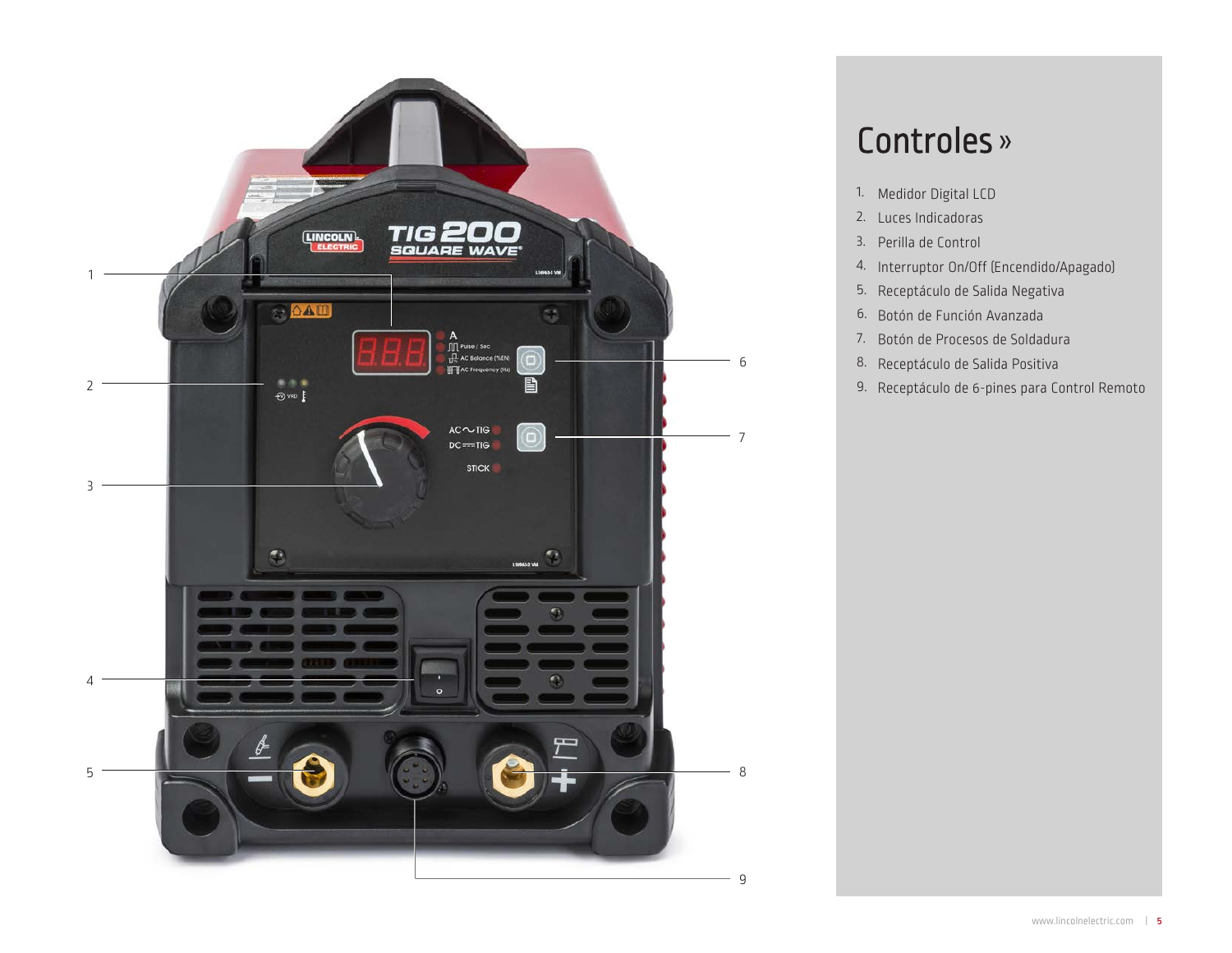# Controles »

1. Medidor Digital LCD
2. Luces Indicadoras
3. Perilla de Control
4. Interruptor On/Off (Encendido/Apagado)
5. Receptáculo de Salida Negativa
6. Botón de Función Avanzada
7. Botón de Procesos de Soldadura
8. Receptáculo de Salida Positiva
9. Receptáculo de 6-pines para Control Remoto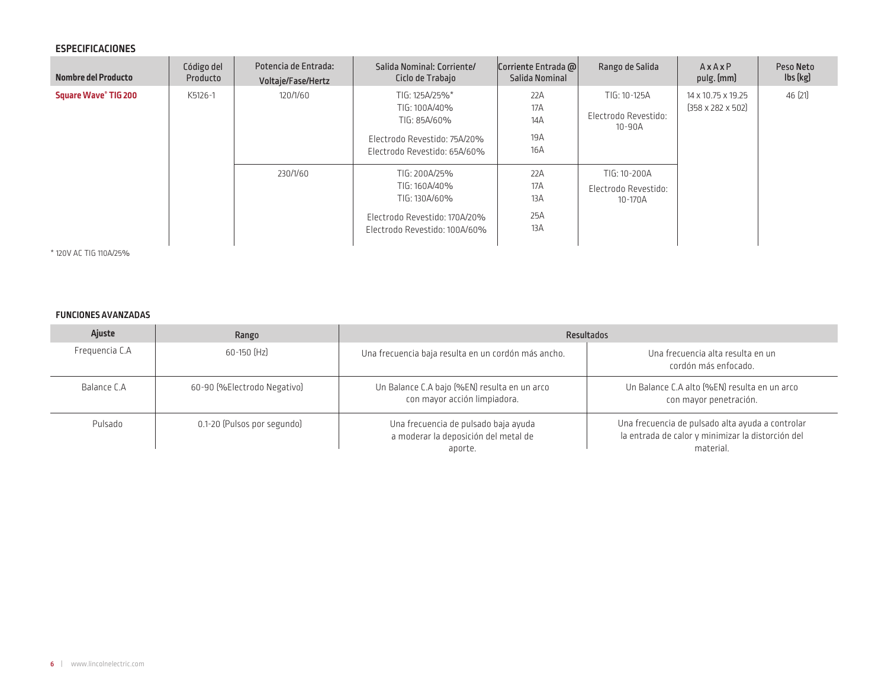## ESPECIFICACIONES

| Nombre del Producto | Código del Producto | Potencia de Entrada: Voltaje/Fase/Hertz | Salida Nominal: Corriente/ Ciclo de Trabajo | Corriente Entrada @ Salida Nominal | Rango de Salida | A x A x P pulg. (mm) | Peso Neto lbs (kg) |
|---|---|---|---|---|---|---|---|
| **Square Wave® TIG 200** | K5126-1 | 120/1/60 | TIG: 125A/25%*<br>TIG: 100A/40%<br>TIG: 85A/60%<br>Electrodo Revestido: 75A/20%<br>Electrodo Revestido: 65A/60% | 22A<br>17A<br>14A<br>19A<br>16A | TIG: 10-125A<br>Electrodo Revestido: 10-90A | 14 x 10.75 x 19.25 (358 x 282 x 502) | 46 (21) |
| | | 230/1/60 | TIG: 200A/25%<br>TIG: 160A/40%<br>TIG: 130A/60%<br>Electrodo Revestido: 170A/20%<br>Electrodo Revestido: 100A/60% | 22A<br>17A<br>13A<br>25A<br>13A | TIG: 10-200A<br>Electrodo Revestido: 10-170A | | |

* 120V AC TIG 110A/25%

## FUNCIONES AVANZADAS

| Ajuste | Rango | Resultados | |
|---|---|---|---|
| Frequencia C.A | 60-150 (Hz) | Una frecuencia baja resulta en un cordón más ancho. | Una frecuencia alta resulta en un cordón más enfocado. |
| Balance C.A | 60-90 (%Electrodo Negativo) | Un Balance C.A bajo (%EN) resulta en un arco con mayor acción limpiadora. | Un Balance C.A alto (%EN) resulta en un arco con mayor penetración. |
| Pulsado | 0.1-20 (Pulsos por segundo) | Una frecuencia de pulsado baja ayuda a moderar la deposición del metal de aporte. | Una frecuencia de pulsado alta ayuda a controlar la entrada de calor y minimizar la distorción del material. |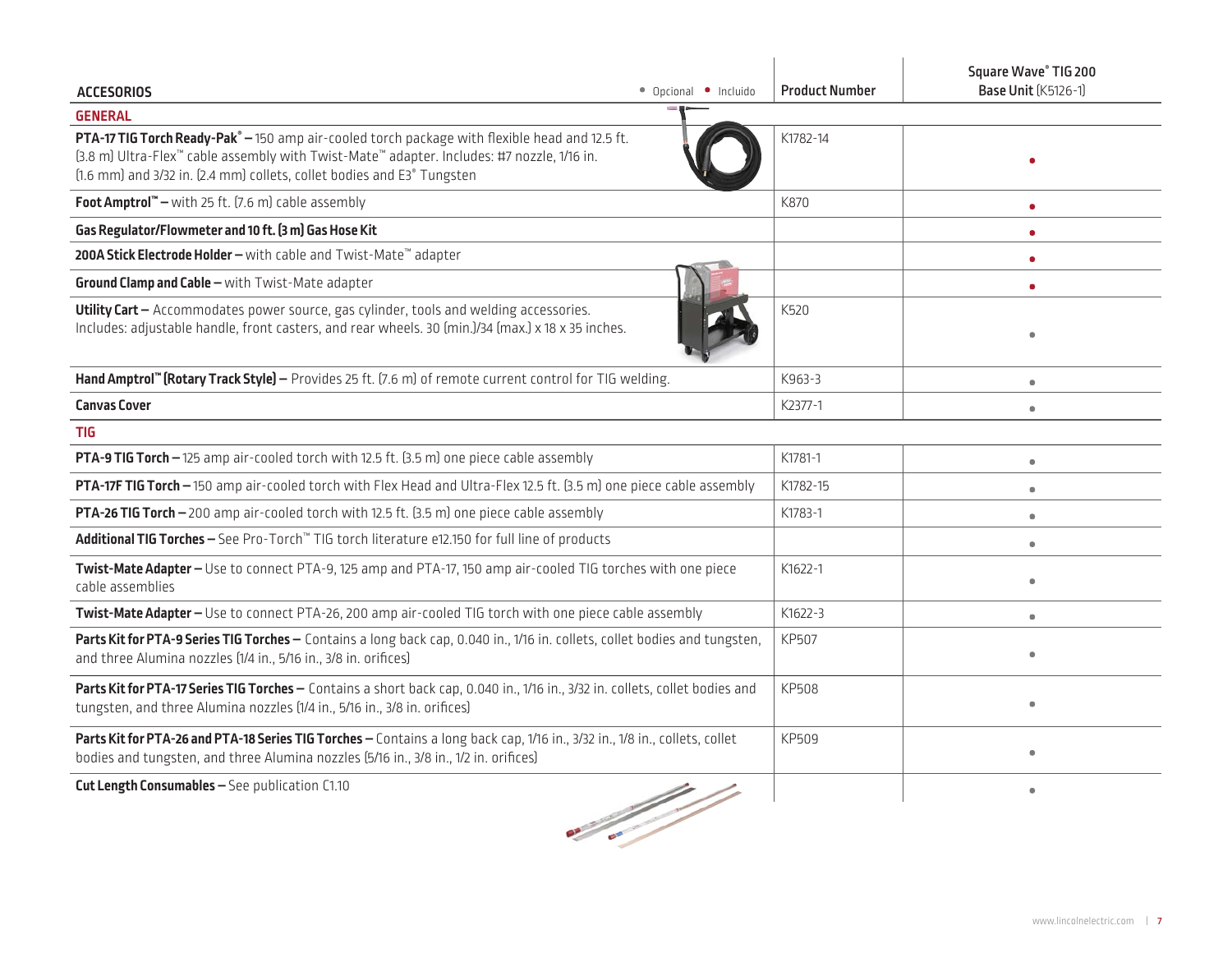| ACCESORIOS ● Opcional ● Incluido | Product Number | Square Wave® TIG 200 Base Unit (K5126-1) |
|---|---|---|
| **GENERAL** | | |
| **PTA-17 TIG Torch Ready-Pak® –** 150 amp air-cooled torch package with flexible head and 12.5 ft. (3.8 m) Ultra-Flex™ cable assembly with Twist-Mate™ adapter. Includes: #7 nozzle, 1/16 in. (1.6 mm) and 3/32 in. (2.4 mm) collets, collet bodies and E3® Tungsten | K1782-14 | ● |
| **Foot Amptrol™ –** with 25 ft. (7.6 m) cable assembly | K870 | ● |
| **Gas Regulator/Flowmeter and 10 ft. (3 m) Gas Hose Kit** | | ● |
| **200A Stick Electrode Holder –** with cable and Twist-Mate™ adapter | | ● |
| **Ground Clamp and Cable –** with Twist-Mate adapter | | ● |
| **Utility Cart –** Accommodates power source, gas cylinder, tools and welding accessories. Includes: adjustable handle, front casters, and rear wheels. 30 (min.)/34 (max.) x 18 x 35 inches. | K520 | ● |
| **Hand Amptrol™ (Rotary Track Style) –** Provides 25 ft. (7.6 m) of remote current control for TIG welding. | K963-3 | ● |
| **Canvas Cover** | K2377-1 | ● |
| **TIG** | | |
| **PTA-9 TIG Torch –** 125 amp air-cooled torch with 12.5 ft. (3.5 m) one piece cable assembly | K1781-1 | ● |
| **PTA-17F TIG Torch –** 150 amp air-cooled torch with Flex Head and Ultra-Flex 12.5 ft. (3.5 m) one piece cable assembly | K1782-15 | ● |
| **PTA-26 TIG Torch –** 200 amp air-cooled torch with 12.5 ft. (3.5 m) one piece cable assembly | K1783-1 | ● |
| **Additional TIG Torches –** See Pro-Torch™ TIG torch literature e12.150 for full line of products | | ● |
| **Twist-Mate Adapter –** Use to connect PTA-9, 125 amp and PTA-17, 150 amp air-cooled TIG torches with one piece cable assemblies | K1622-1 | ● |
| **Twist-Mate Adapter –** Use to connect PTA-26, 200 amp air-cooled TIG torch with one piece cable assembly | K1622-3 | ● |
| **Parts Kit for PTA-9 Series TIG Torches –** Contains a long back cap, 0.040 in., 1/16 in. collets, collet bodies and tungsten, and three Alumina nozzles (1/4 in., 5/16 in., 3/8 in. orifices) | KP507 | ● |
| **Parts Kit for PTA-17 Series TIG Torches –** Contains a short back cap, 0.040 in., 1/16 in., 3/32 in. collets, collet bodies and tungsten, and three Alumina nozzles (1/4 in., 5/16 in., 3/8 in. orifices) | KP508 | ● |
| **Parts Kit for PTA-26 and PTA-18 Series TIG Torches –** Contains a long back cap, 1/16 in., 3/32 in., 1/8 in., collets, collet bodies and tungsten, and three Alumina nozzles (5/16 in., 3/8 in., 1/2 in. orifices) | KP509 | ● |
| **Cut Length Consumables –** See publication C1.10 | | ● |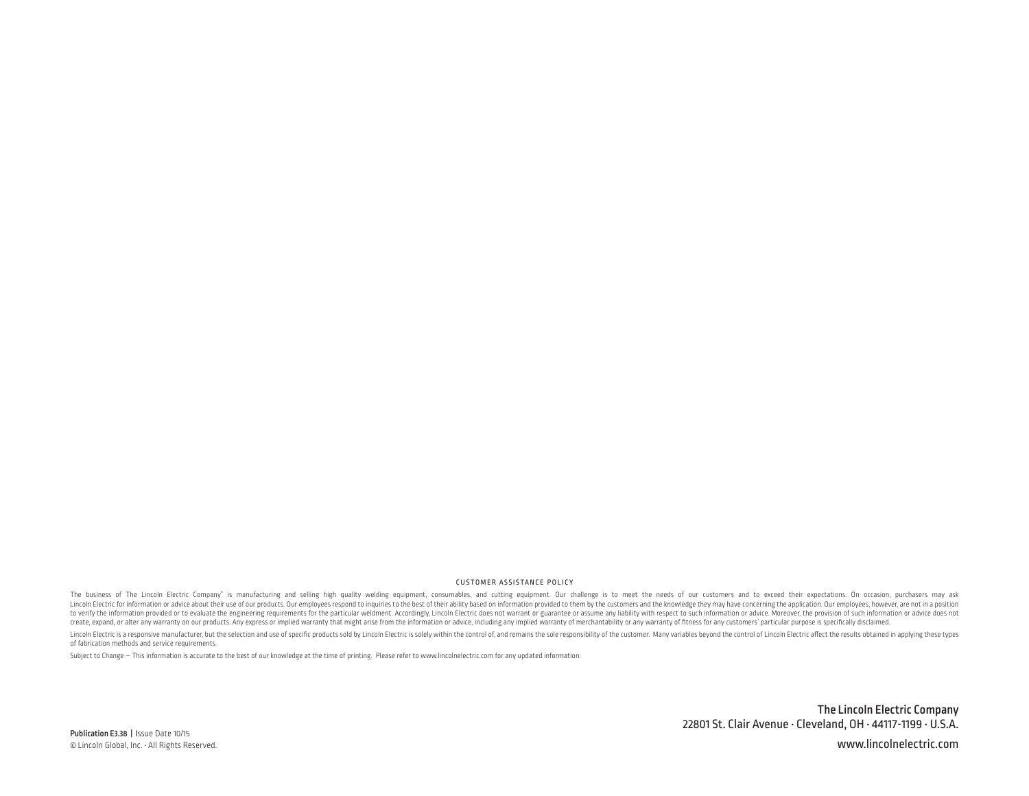### CUSTOMER ASSISTANCE POLICY

The business of The Lincoln Electric Company® is manufacturing and selling high quality welding equipment, consumables, and cutting equipment. Our challenge is to meet the needs of our customers and to exceed their expectations. On occasion, purchasers may ask Lincoln Electric for information or advice about their use of our products. Our employees respond to inquiries to the best of their ability based on information provided to them by the customers and the knowledge they may have concerning the application. Our employees, however, are not in a position to verify the information provided or to evaluate the engineering requirements for the particular weldment. Accordingly, Lincoln Electric does not warrant or guarantee or assume any liability with respect to such information or advice. Moreover, the provision of such information or advice does not create, expand, or alter any warranty on our products. Any express or implied warranty that might arise from the information or advice, including any implied warranty of merchantability or any warranty of fitness for any customers' particular purpose is specifically disclaimed.

Lincoln Electric is a responsive manufacturer, but the selection and use of specific products sold by Lincoln Electric is solely within the control of, and remains the sole responsibility of the customer. Many variables beyond the control of Lincoln Electric affect the results obtained in applying these types of fabrication methods and service requirements.

Subject to Change — This information is accurate to the best of our knowledge at the time of printing. Please refer to www.lincolnelectric.com for any updated information.

**The Lincoln Electric Company**
22801 St. Clair Avenue · Cleveland, OH · 44117-1199 · U.S.A.
www.lincolnelectric.com

**Publication E3.38** | Issue Date 10/15
© Lincoln Global, Inc. · All Rights Reserved.